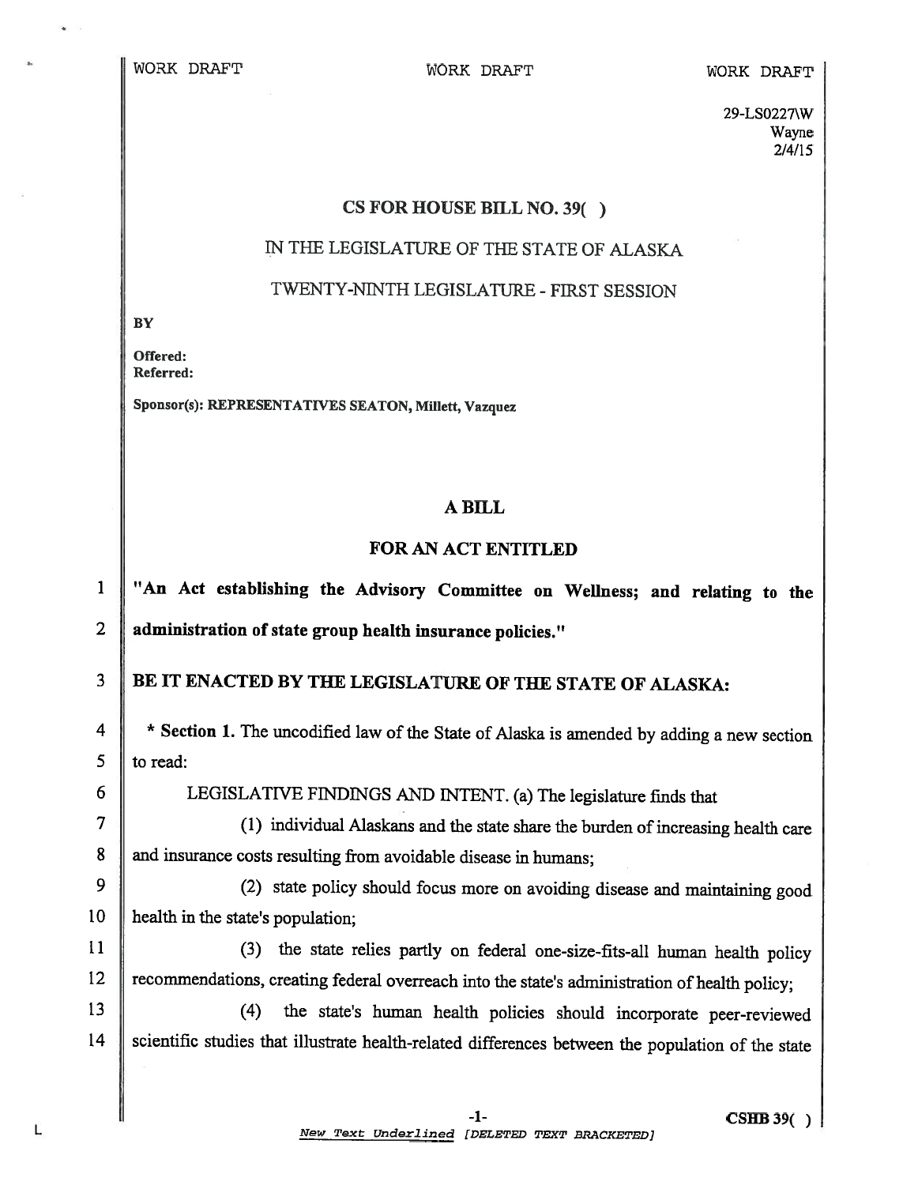WORK DRAFT WORK DRAFT WORK DRAFT

29-LS0227\W
Wayne
2/4/15

# CS FOR HOUSE BILL NO. 39( )

## IN THE LEGISLATURE OF THE STATE OF ALASKA

## TWENTY-NINTH LEGISLATURE - FIRST SESSION

**BY**

**Offered:**
**Referred:**

**Sponsor(s): REPRESENTATIVES SEATON, Millett, Vazquez**

## A BILL

## FOR AN ACT ENTITLED

1 **"An Act establishing the Advisory Committee on Wellness; and relating to the**
2 **administration of state group health insurance policies."**

3 **BE IT ENACTED BY THE LEGISLATURE OF THE STATE OF ALASKA:**

4 \* **Section 1.** The uncodified law of the State of Alaska is amended by adding a new section
5 to read:

6 LEGISLATIVE FINDINGS AND INTENT. (a) The legislature finds that

7 (1) individual Alaskans and the state share the burden of increasing health care
8 and insurance costs resulting from avoidable disease in humans;

9 (2) state policy should focus more on avoiding disease and maintaining good
10 health in the state's population;

11 (3) the state relies partly on federal one-size-fits-all human health policy
12 recommendations, creating federal overreach into the state's administration of health policy;

13 (4) the state's human health policies should incorporate peer-reviewed
14 scientific studies that illustrate health-related differences between the population of the state

*New Text Underlined [DELETED TEXT BRACKETED]*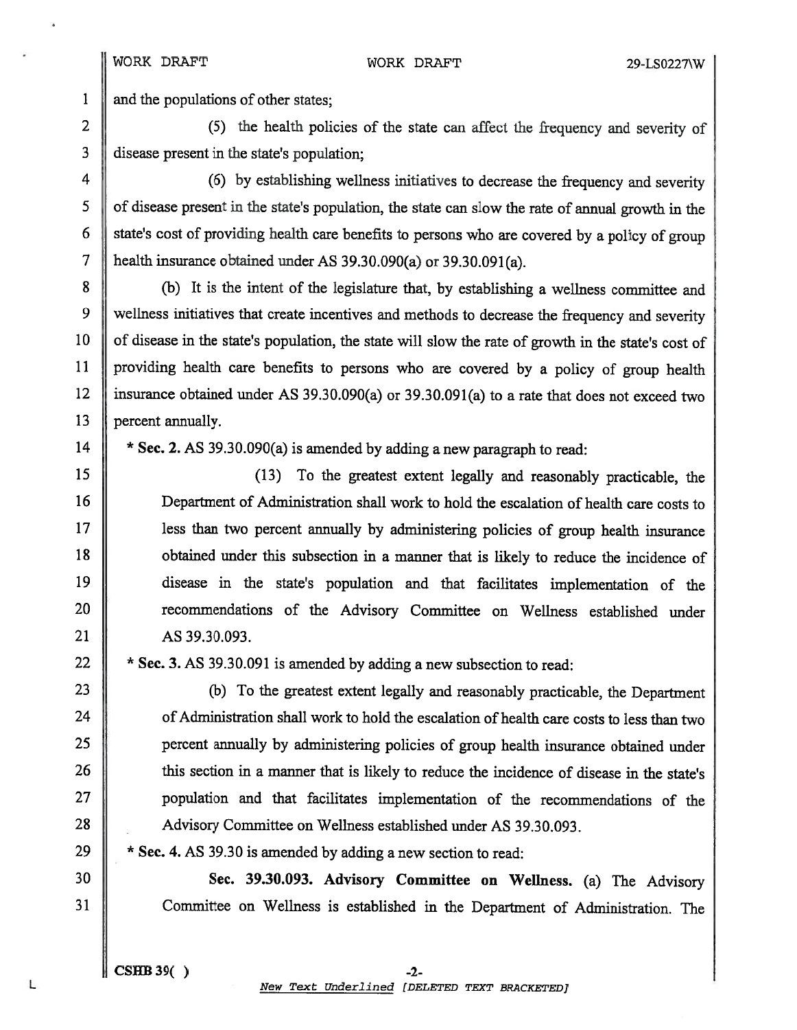and the populations of other states;

(5) the health policies of the state can affect the frequency and severity of disease present in the state's population;

(6) by establishing wellness initiatives to decrease the frequency and severity of disease present in the state's population, the state can slow the rate of annual growth in the state's cost of providing health care benefits to persons who are covered by a policy of group health insurance obtained under AS 39.30.090(a) or 39.30.091(a).

(b) It is the intent of the legislature that, by establishing a wellness committee and wellness initiatives that create incentives and methods to decrease the frequency and severity of disease in the state's population, the state will slow the rate of growth in the state's cost of providing health care benefits to persons who are covered by a policy of group health insurance obtained under AS 39.30.090(a) or 39.30.091(a) to a rate that does not exceed two percent annually.

* **Sec. 2.** AS 39.30.090(a) is amended by adding a new paragraph to read:

(13) To the greatest extent legally and reasonably practicable, the Department of Administration shall work to hold the escalation of health care costs to less than two percent annually by administering policies of group health insurance obtained under this subsection in a manner that is likely to reduce the incidence of disease in the state's population and that facilitates implementation of the recommendations of the Advisory Committee on Wellness established under AS 39.30.093.

* **Sec. 3.** AS 39.30.091 is amended by adding a new subsection to read:

(b) To the greatest extent legally and reasonably practicable, the Department of Administration shall work to hold the escalation of health care costs to less than two percent annually by administering policies of group health insurance obtained under this section in a manner that is likely to reduce the incidence of disease in the state's population and that facilitates implementation of the recommendations of the Advisory Committee on Wellness established under AS 39.30.093.

* **Sec. 4.** AS 39.30 is amended by adding a new section to read:

**Sec. 39.30.093. Advisory Committee on Wellness.** (a) The Advisory Committee on Wellness is established in the Department of Administration. The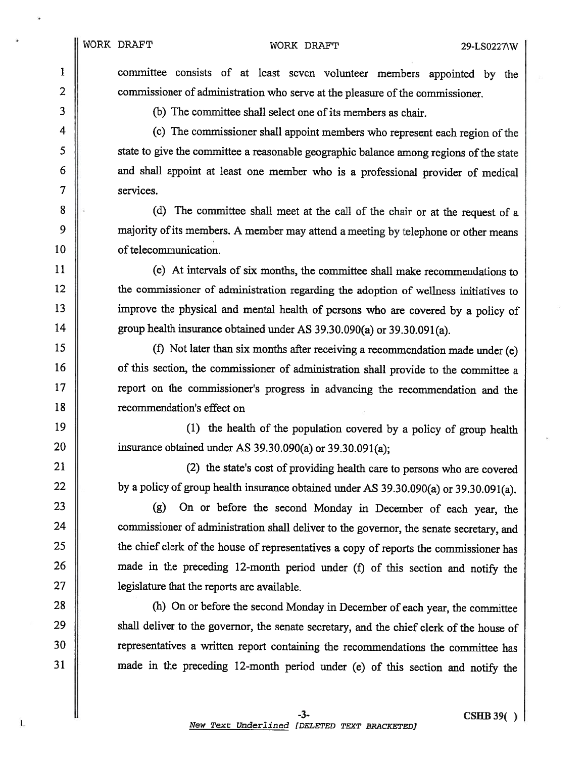committee consists of at least seven volunteer members appointed by the commissioner of administration who serve at the pleasure of the commissioner.

(b) The committee shall select one of its members as chair.

(c) The commissioner shall appoint members who represent each region of the state to give the committee a reasonable geographic balance among regions of the state and shall appoint at least one member who is a professional provider of medical services.

(d) The committee shall meet at the call of the chair or at the request of a majority of its members. A member may attend a meeting by telephone or other means of telecommunication.

(e) At intervals of six months, the committee shall make recommendations to the commissioner of administration regarding the adoption of wellness initiatives to improve the physical and mental health of persons who are covered by a policy of group health insurance obtained under AS 39.30.090(a) or 39.30.091(a).

(f) Not later than six months after receiving a recommendation made under (e) of this section, the commissioner of administration shall provide to the committee a report on the commissioner's progress in advancing the recommendation and the recommendation's effect on

(1) the health of the population covered by a policy of group health insurance obtained under AS 39.30.090(a) or 39.30.091(a);

(2) the state's cost of providing health care to persons who are covered by a policy of group health insurance obtained under AS 39.30.090(a) or 39.30.091(a).

(g) On or before the second Monday in December of each year, the commissioner of administration shall deliver to the governor, the senate secretary, and the chief clerk of the house of representatives a copy of reports the commissioner has made in the preceding 12-month period under (f) of this section and notify the legislature that the reports are available.

(h) On or before the second Monday in December of each year, the committee shall deliver to the governor, the senate secretary, and the chief clerk of the house of representatives a written report containing the recommendations the committee has made in the preceding 12-month period under (e) of this section and notify the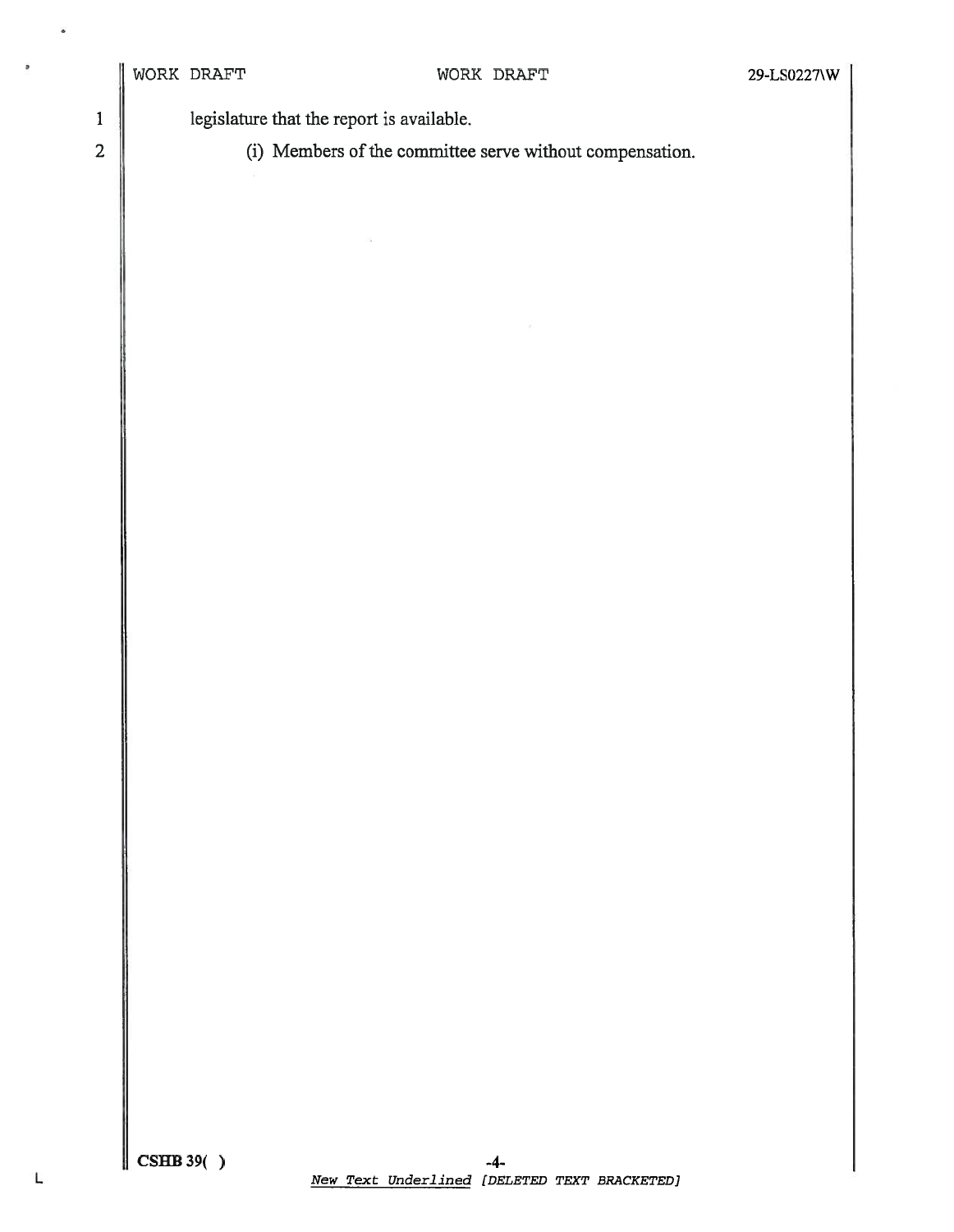legislature that the report is available.

(i) Members of the committee serve without compensation.